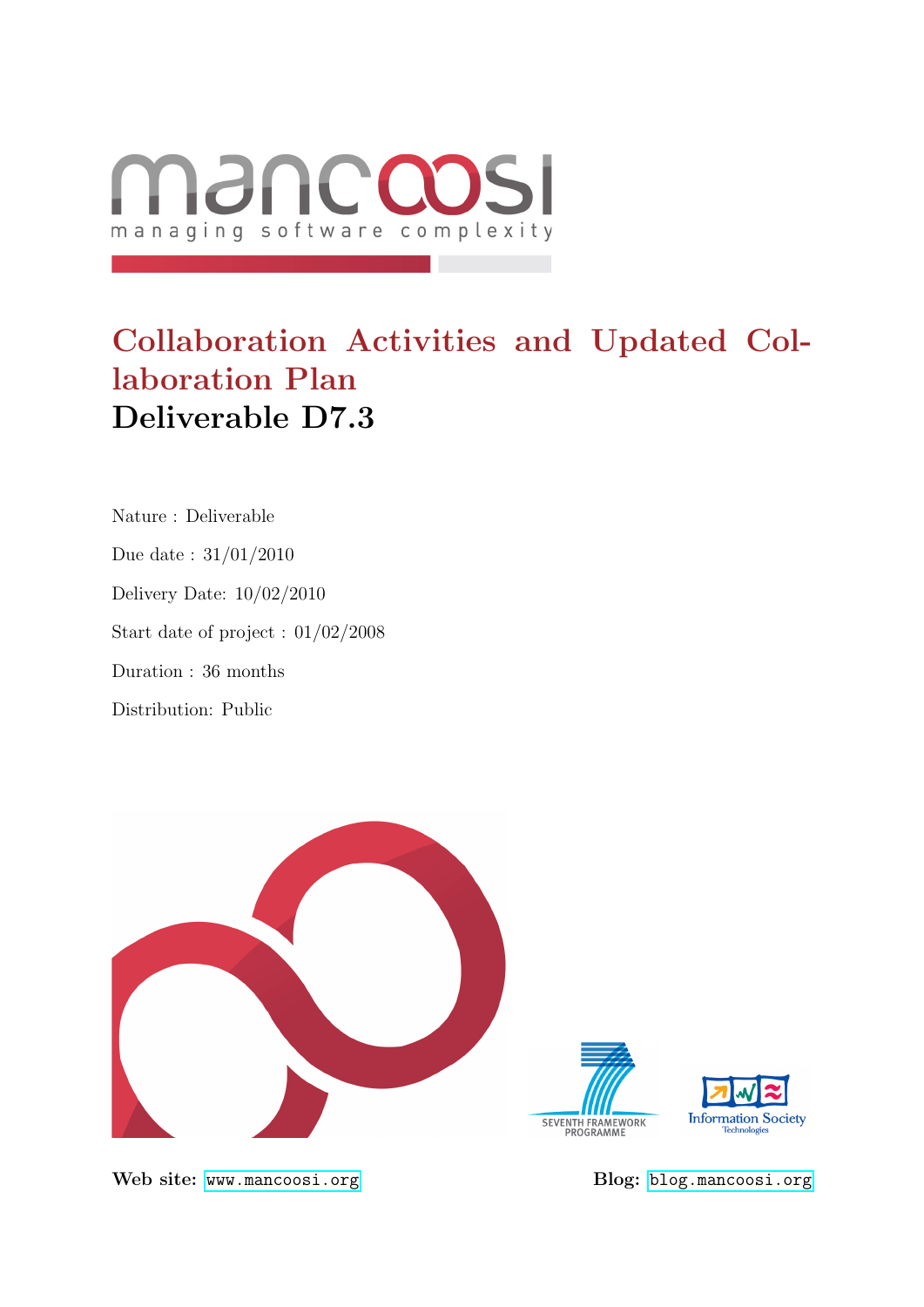mancoosi
managing software complexity

# Collaboration Activities and Updated Collaboration Plan

## Deliverable D7.3

Nature : Deliverable

Due date : 31/01/2010

Delivery Date: 10/02/2010

Start date of project : 01/02/2008

Duration : 36 months

Distribution: Public

SEVENTH FRAMEWORK PROGRAMME

Information Society Technologies

**Web site:** www.mancoosi.org **Blog:** blog.mancoosi.org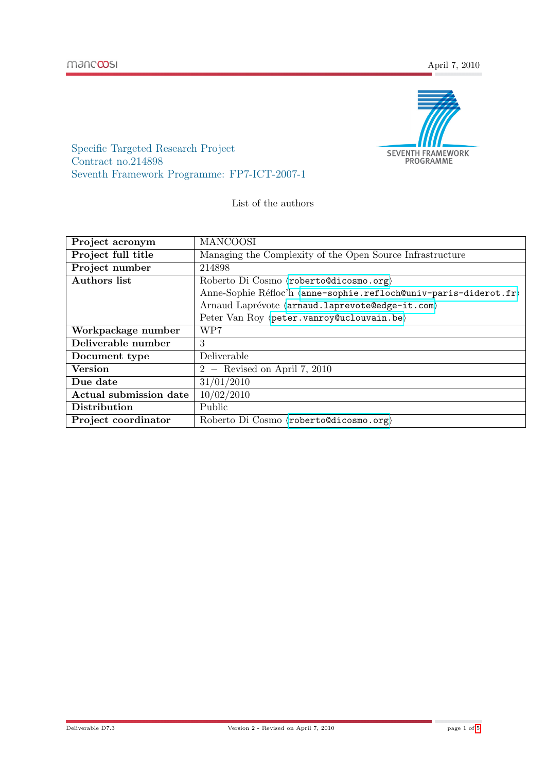Specific Targeted Research Project
Contract no.214898
Seventh Framework Programme: FP7-ICT-2007-1

List of the authors

| **Project acronym** | MANCOOSI |
|---|---|
| **Project full title** | Managing the Complexity of the Open Source Infrastructure |
| **Project number** | 214898 |
| **Authors list** | Roberto Di Cosmo ⟨roberto@dicosmo.org⟩<br>Anne-Sophie Réfloc'h ⟨anne-sophie.refloch@univ-paris-diderot.fr⟩<br>Arnaud Laprévote ⟨arnaud.laprevote@edge-it.com⟩<br>Peter Van Roy ⟨peter.vanroy@uclouvain.be⟩ |
| **Workpackage number** | WP7 |
| **Deliverable number** | 3 |
| **Document type** | Deliverable |
| **Version** | 2 – Revised on April 7, 2010 |
| **Due date** | 31/01/2010 |
| **Actual submission date** | 10/02/2010 |
| **Distribution** | Public |
| **Project coordinator** | Roberto Di Cosmo ⟨roberto@dicosmo.org⟩ |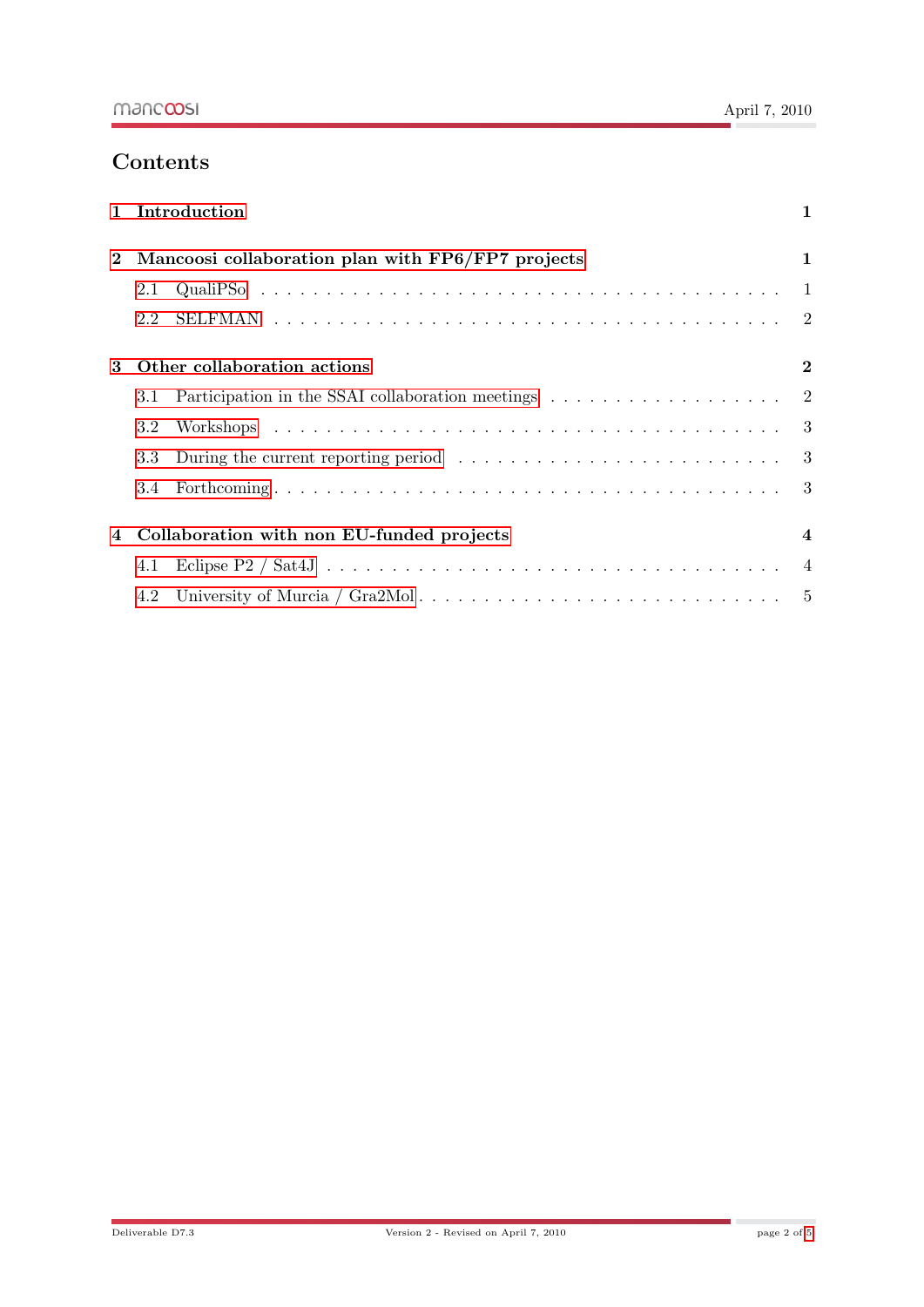# Contents

1 Introduction 1

2 Mancoosi collaboration plan with FP6/FP7 projects 1

- 2.1 QualiPSo . . . 1
- 2.2 SELFMAN . . . 2

3 Other collaboration actions 2

- 3.1 Participation in the SSAI collaboration meetings . . . 2
- 3.2 Workshops . . . 3
- 3.3 During the current reporting period . . . 3
- 3.4 Forthcoming . . . 3

4 Collaboration with non EU-funded projects 4

- 4.1 Eclipse P2 / Sat4J . . . 4
- 4.2 University of Murcia / Gra2Mol . . . 5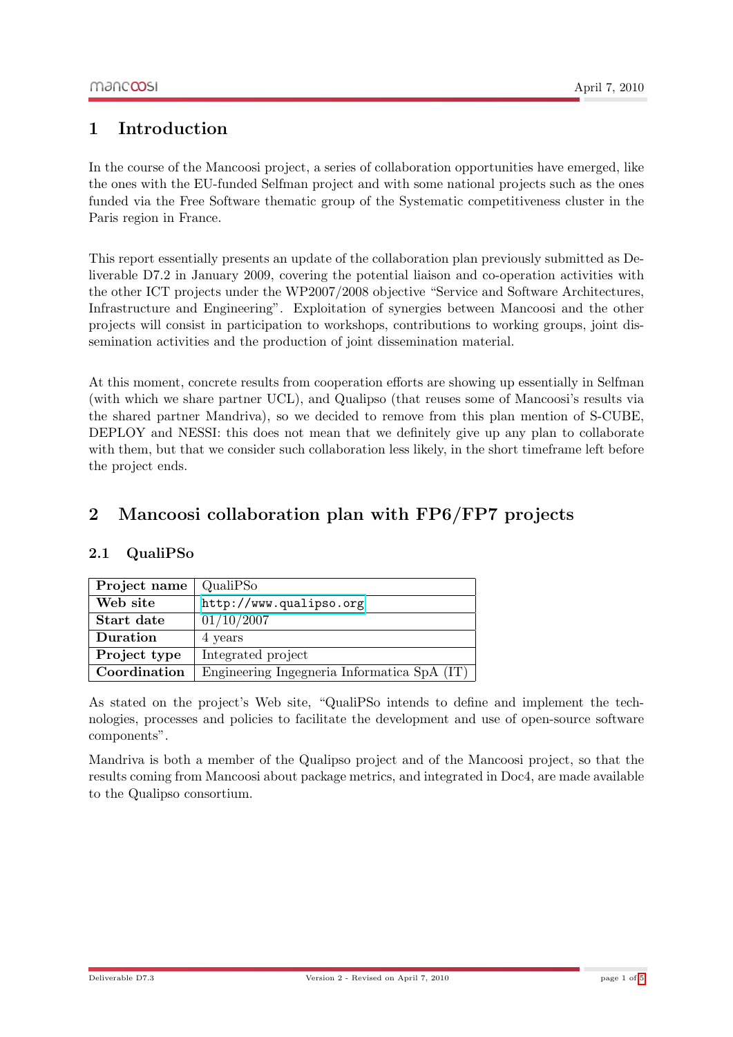# 1 Introduction

In the course of the Mancoosi project, a series of collaboration opportunities have emerged, like the ones with the EU-funded Selfman project and with some national projects such as the ones funded via the Free Software thematic group of the Systematic competitiveness cluster in the Paris region in France.

This report essentially presents an update of the collaboration plan previously submitted as Deliverable D7.2 in January 2009, covering the potential liaison and co-operation activities with the other ICT projects under the WP2007/2008 objective "Service and Software Architectures, Infrastructure and Engineering". Exploitation of synergies between Mancoosi and the other projects will consist in participation to workshops, contributions to working groups, joint dissemination activities and the production of joint dissemination material.

At this moment, concrete results from cooperation efforts are showing up essentially in Selfman (with which we share partner UCL), and Qualipso (that reuses some of Mancoosi's results via the shared partner Mandriva), so we decided to remove from this plan mention of S-CUBE, DEPLOY and NESSI: this does not mean that we definitely give up any plan to collaborate with them, but that we consider such collaboration less likely, in the short timeframe left before the project ends.

# 2 Mancoosi collaboration plan with FP6/FP7 projects

## 2.1 QualiPSo

| **Project name** | QualiPSo |
|---|---|
| **Web site** | http://www.qualipso.org |
| **Start date** | 01/10/2007 |
| **Duration** | 4 years |
| **Project type** | Integrated project |
| **Coordination** | Engineering Ingegneria Informatica SpA (IT) |

As stated on the project's Web site, "QualiPSo intends to define and implement the technologies, processes and policies to facilitate the development and use of open-source software components".

Mandriva is both a member of the Qualipso project and of the Mancoosi project, so that the results coming from Mancoosi about package metrics, and integrated in Doc4, are made available to the Qualipso consortium.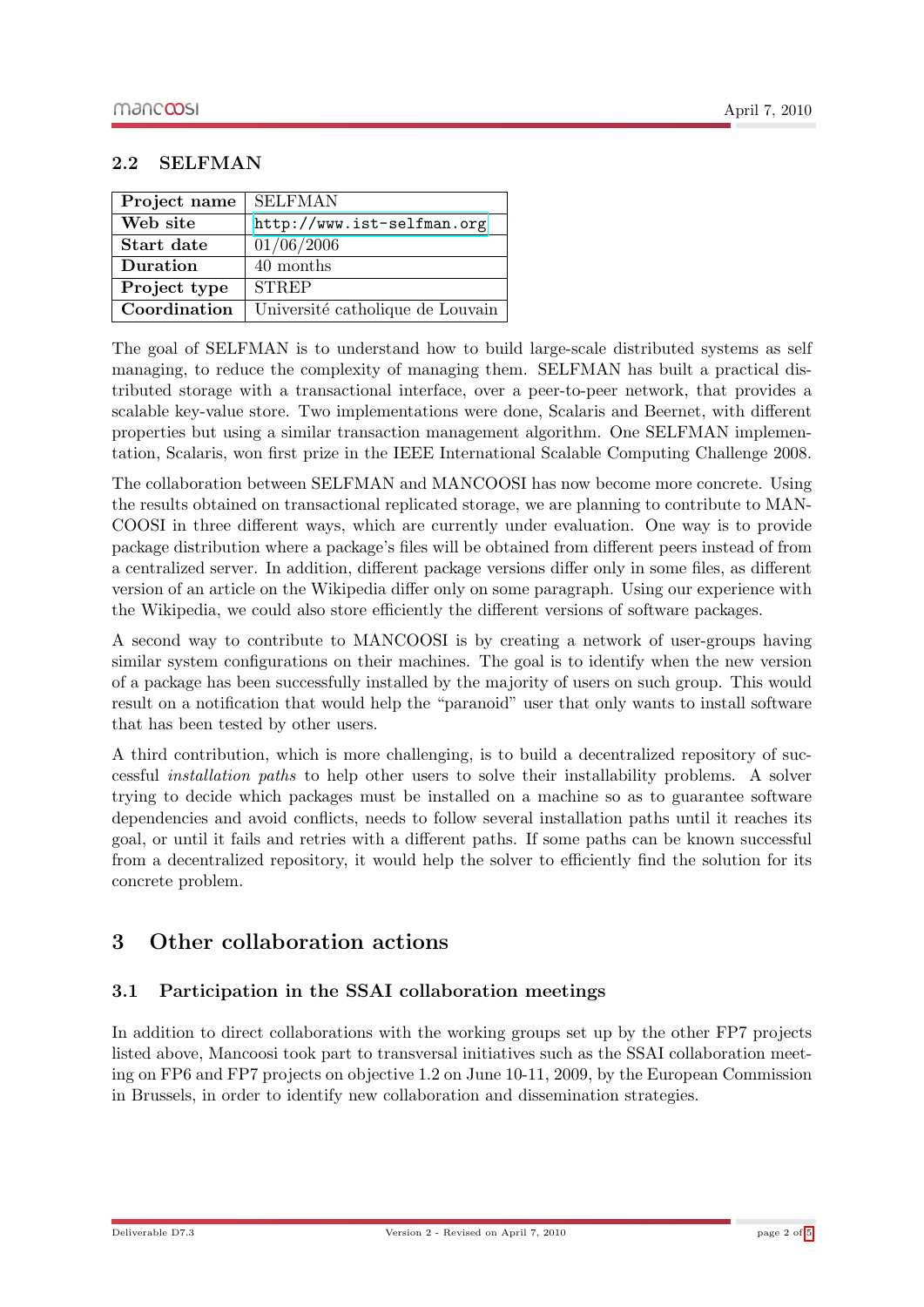## 2.2 SELFMAN

| Project name | SELFMAN |
|---|---|
| Web site | http://www.ist-selfman.org |
| Start date | 01/06/2006 |
| Duration | 40 months |
| Project type | STREP |
| Coordination | Université catholique de Louvain |

The goal of SELFMAN is to understand how to build large-scale distributed systems as self managing, to reduce the complexity of managing them. SELFMAN has built a practical distributed storage with a transactional interface, over a peer-to-peer network, that provides a scalable key-value store. Two implementations were done, Scalaris and Beernet, with different properties but using a similar transaction management algorithm. One SELFMAN implementation, Scalaris, won first prize in the IEEE International Scalable Computing Challenge 2008.

The collaboration between SELFMAN and MANCOOSI has now become more concrete. Using the results obtained on transactional replicated storage, we are planning to contribute to MANCOOSI in three different ways, which are currently under evaluation. One way is to provide package distribution where a package's files will be obtained from different peers instead of from a centralized server. In addition, different package versions differ only in some files, as different version of an article on the Wikipedia differ only on some paragraph. Using our experience with the Wikipedia, we could also store efficiently the different versions of software packages.

A second way to contribute to MANCOOSI is by creating a network of user-groups having similar system configurations on their machines. The goal is to identify when the new version of a package has been successfully installed by the majority of users on such group. This would result on a notification that would help the "paranoid" user that only wants to install software that has been tested by other users.

A third contribution, which is more challenging, is to build a decentralized repository of successful *installation paths* to help other users to solve their installability problems. A solver trying to decide which packages must be installed on a machine so as to guarantee software dependencies and avoid conflicts, needs to follow several installation paths until it reaches its goal, or until it fails and retries with a different paths. If some paths can be known successful from a decentralized repository, it would help the solver to efficiently find the solution for its concrete problem.

# 3 Other collaboration actions

## 3.1 Participation in the SSAI collaboration meetings

In addition to direct collaborations with the working groups set up by the other FP7 projects listed above, Mancoosi took part to transversal initiatives such as the SSAI collaboration meeting on FP6 and FP7 projects on objective 1.2 on June 10-11, 2009, by the European Commission in Brussels, in order to identify new collaboration and dissemination strategies.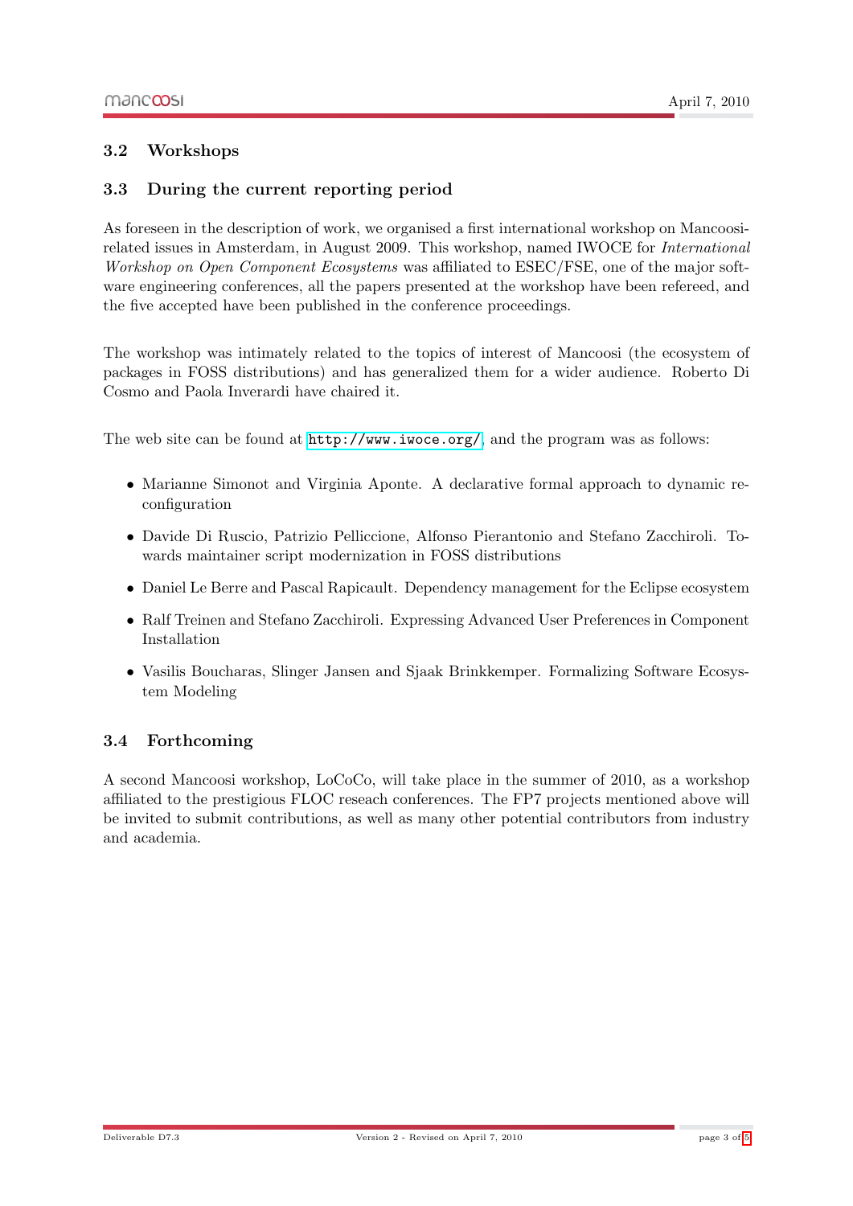### 3.2 Workshops

### 3.3 During the current reporting period

As foreseen in the description of work, we organised a first international workshop on Mancoosi-related issues in Amsterdam, in August 2009. This workshop, named IWOCE for *International Workshop on Open Component Ecosystems* was affiliated to ESEC/FSE, one of the major software engineering conferences, all the papers presented at the workshop have been refereed, and the five accepted have been published in the conference proceedings.

The workshop was intimately related to the topics of interest of Mancoosi (the ecosystem of packages in FOSS distributions) and has generalized them for a wider audience. Roberto Di Cosmo and Paola Inverardi have chaired it.

The web site can be found at `http://www.iwoce.org/` and the program was as follows:

- Marianne Simonot and Virginia Aponte. A declarative formal approach to dynamic reconfiguration
- Davide Di Ruscio, Patrizio Pelliccione, Alfonso Pierantonio and Stefano Zacchiroli. Towards maintainer script modernization in FOSS distributions
- Daniel Le Berre and Pascal Rapicault. Dependency management for the Eclipse ecosystem
- Ralf Treinen and Stefano Zacchiroli. Expressing Advanced User Preferences in Component Installation
- Vasilis Boucharas, Slinger Jansen and Sjaak Brinkkemper. Formalizing Software Ecosystem Modeling

### 3.4 Forthcoming

A second Mancoosi workshop, LoCoCo, will take place in the summer of 2010, as a workshop affiliated to the prestigious FLOC reseach conferences. The FP7 projects mentioned above will be invited to submit contributions, as well as many other potential contributors from industry and academia.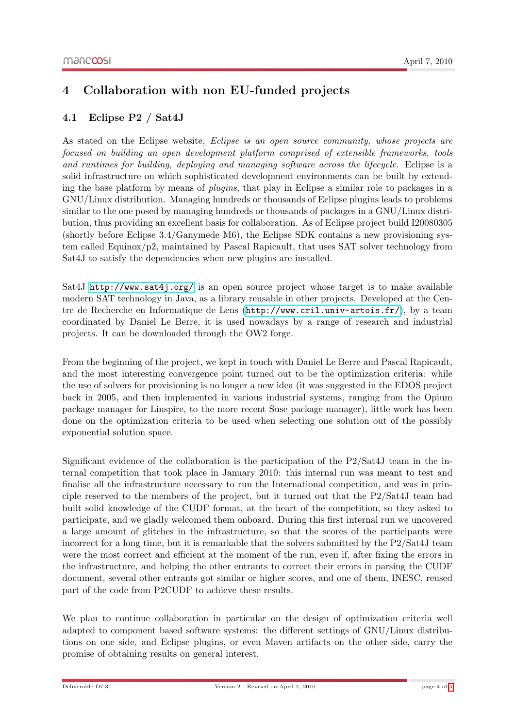# 4 Collaboration with non EU-funded projects

## 4.1 Eclipse P2 / Sat4J

As stated on the Eclipse website, *Eclipse is an open source community, whose projects are focused on building an open development platform comprised of extensible frameworks, tools and runtimes for building, deploying and managing software across the lifecycle*. Eclipse is a solid infrastructure on which sophisticated development environments can be built by extending the base platform by means of *plugins*, that play in Eclipse a similar role to packages in a GNU/Linux distribution. Managing hundreds or thousands of Eclipse plugins leads to problems similar to the one posed by managing hundreds or thousands of packages in a GNU/Linux distribution, thus providing an excellent basis for collaboration. As of Eclipse project build I20080305 (shortly before Eclipse 3.4/Ganymede M6), the Eclipse SDK contains a new provisioning system called Equinox/p2, maintained by Pascal Rapicault, that uses SAT solver technology from Sat4J to satisfy the dependencies when new plugins are installed.

Sat4J `http://www.sat4j.org/` is an open source project whose target is to make available modern SAT technology in Java, as a library reusable in other projects. Developed at the Centre de Recherche en Informatique de Lens (`http://www.cril.univ-artois.fr/`), by a team coordinated by Daniel Le Berre, it is used nowadays by a range of research and industrial projects. It can be downloaded through the OW2 forge.

From the beginning of the project, we kept in touch with Daniel Le Berre and Pascal Rapicault, and the most interesting convergence point turned out to be the optimization criteria: while the use of solvers for provisioning is no longer a new idea (it was suggested in the EDOS project back in 2005, and then implemented in various industrial systems, ranging from the Opium package manager for Linspire, to the more recent Suse package manager), little work has been done on the optimization criteria to be used when selecting one solution out of the possibly exponential solution space.

Significant evidence of the collaboration is the participation of the P2/Sat4J team in the internal competition that took place in January 2010: this internal run was meant to test and finalise all the infrastructure necessary to run the International competition, and was in principle reserved to the members of the project, but it turned out that the P2/Sat4J team had built solid knowledge of the CUDF format, at the heart of the competition, so they asked to participate, and we gladly welcomed them onboard. During this first internal run we uncovered a large amount of glitches in the infrastructure, so that the scores of the participants were incorrect for a long time, but it is remarkable that the solvers submitted by the P2/Sat4J team were the most correct and efficient at the moment of the run, even if, after fixing the errors in the infrastructure, and helping the other entrants to correct their errors in parsing the CUDF document, several other entrants got similar or higher scores, and one of them, INESC, reused part of the code from P2CUDF to achieve these results.

We plan to continue collaboration in particular on the design of optimization criteria well adapted to component based software systems: the different settings of GNU/Linux distributions on one side, and Eclipse plugins, or even Maven artifacts on the other side, carry the promise of obtaining results on general interest.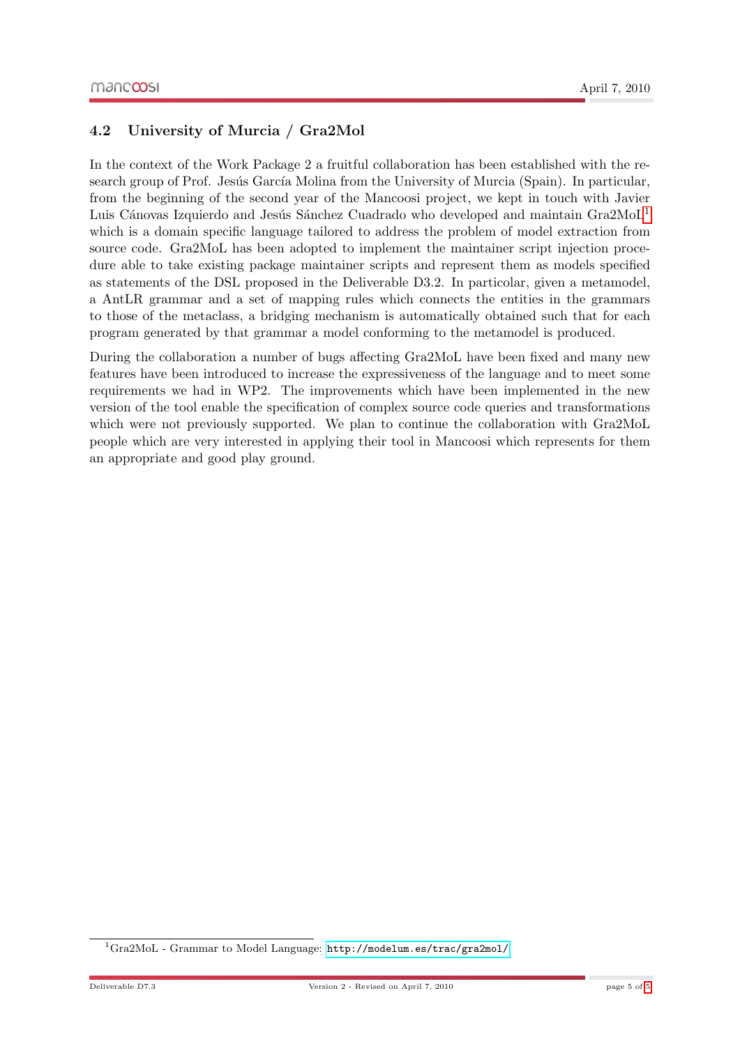### 4.2 University of Murcia / Gra2Mol

In the context of the Work Package 2 a fruitful collaboration has been established with the research group of Prof. Jesús García Molina from the University of Murcia (Spain). In particular, from the beginning of the second year of the Mancoosi project, we kept in touch with Javier Luis Cánovas Izquierdo and Jesús Sánchez Cuadrado who developed and maintain Gra2MoL[1] which is a domain specific language tailored to address the problem of model extraction from source code. Gra2MoL has been adopted to implement the maintainer script injection procedure able to take existing package maintainer scripts and represent them as models specified as statements of the DSL proposed in the Deliverable D3.2. In particolar, given a metamodel, a AntLR grammar and a set of mapping rules which connects the entities in the grammars to those of the metaclass, a bridging mechanism is automatically obtained such that for each program generated by that grammar a model conforming to the metamodel is produced.

During the collaboration a number of bugs affecting Gra2MoL have been fixed and many new features have been introduced to increase the expressiveness of the language and to meet some requirements we had in WP2. The improvements which have been implemented in the new version of the tool enable the specification of complex source code queries and transformations which were not previously supported. We plan to continue the collaboration with Gra2MoL people which are very interested in applying their tool in Mancoosi which represents for them an appropriate and good play ground.

[1] Gra2MoL - Grammar to Model Language: http://modelum.es/trac/gra2mol/